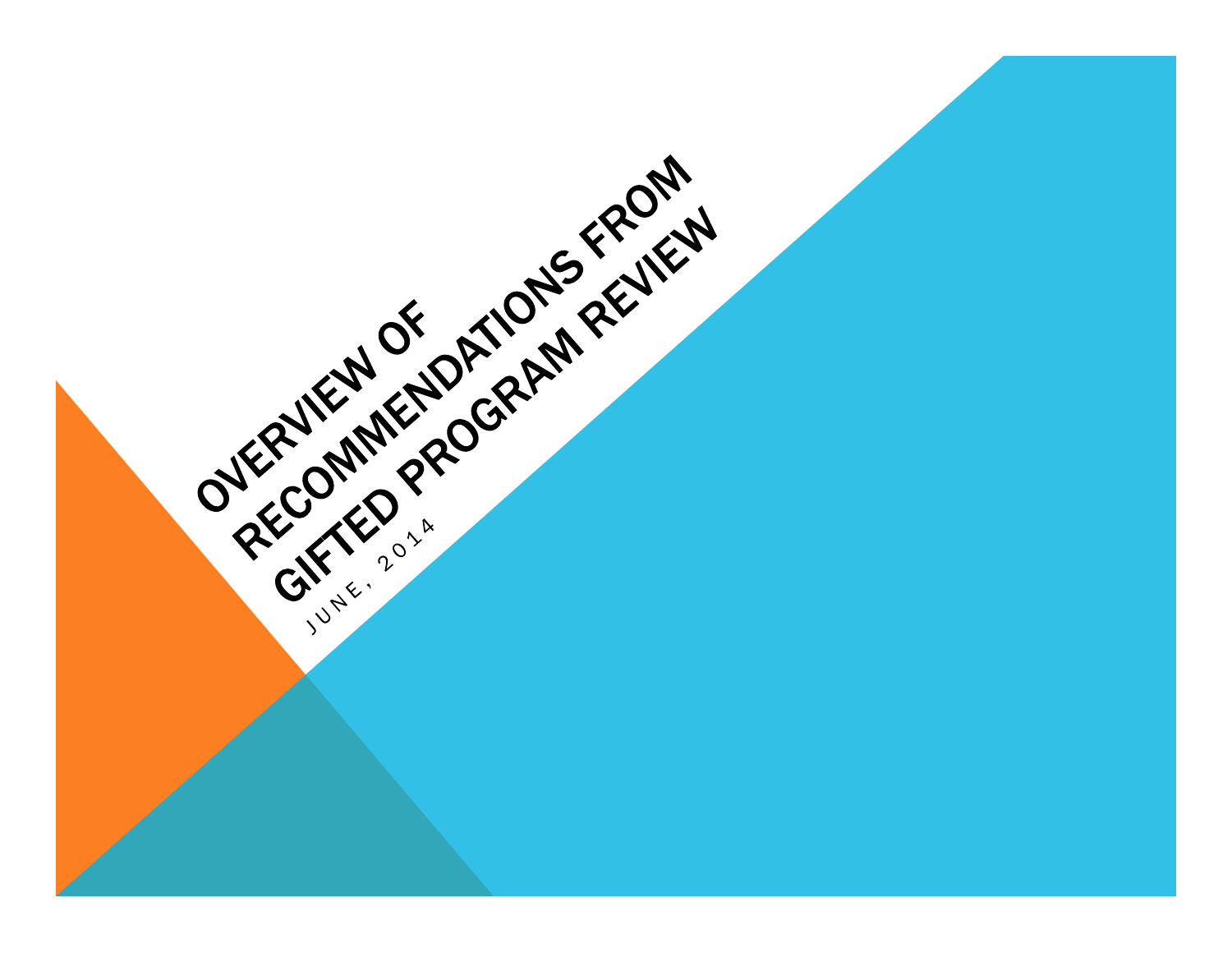# OVERVIEW OF RECOMMENDATIONS FROM GIFTED PROGRAM REVIEW

JUNE, 2014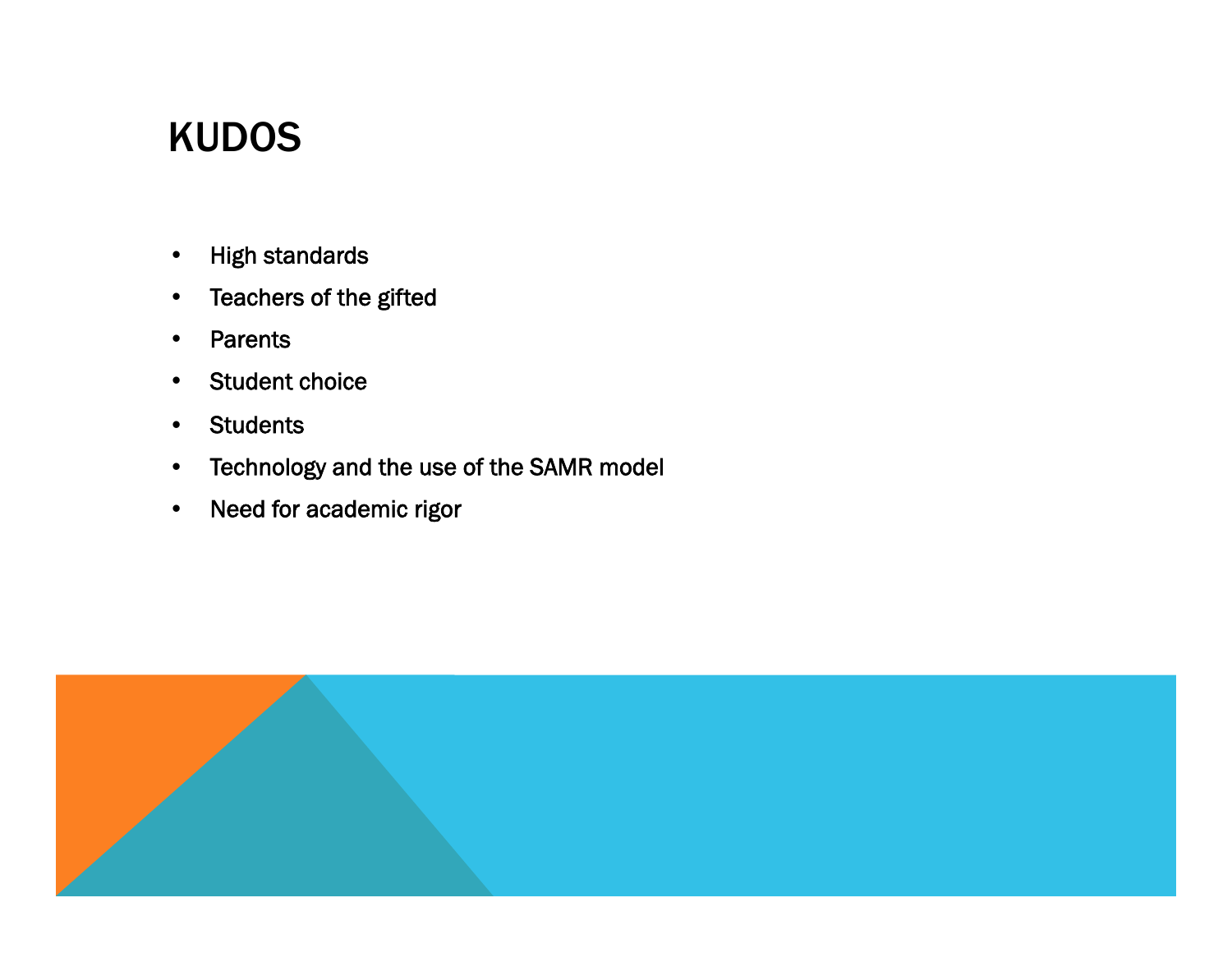# KUDOS

- High standards
- Teachers of the gifted
- Parents
- Student choice
- Students
- Technology and the use of the SAMR model
- Need for academic rigor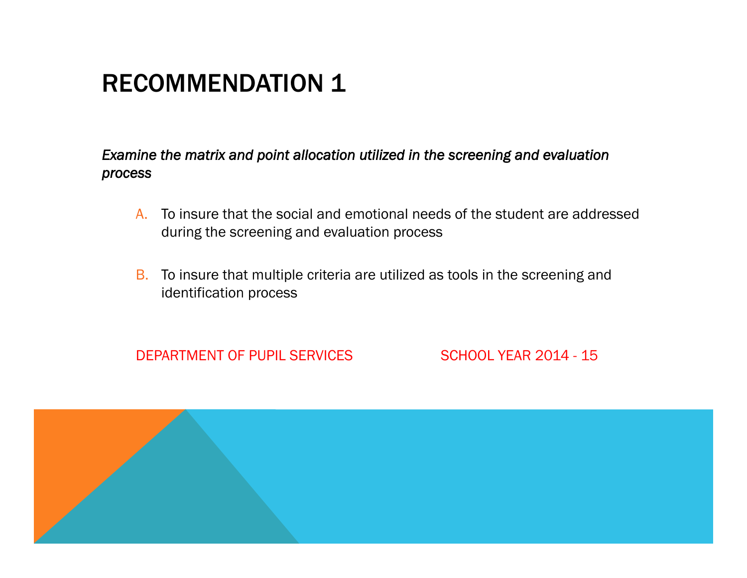# RECOMMENDATION 1

*Examine the matrix and point allocation utilized in the screening and evaluation process*

A. To insure that the social and emotional needs of the student are addressed during the screening and evaluation process

B. To insure that multiple criteria are utilized as tools in the screening and identification process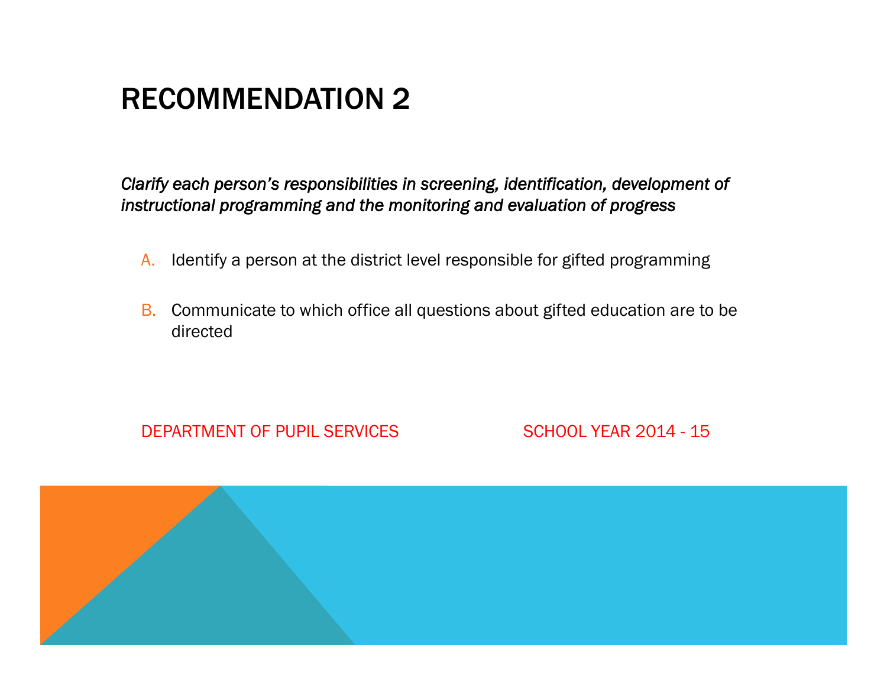# RECOMMENDATION 2

*Clarify each person's responsibilities in screening, identification, development of instructional programming and the monitoring and evaluation of progress*

A. Identify a person at the district level responsible for gifted programming

B. Communicate to which office all questions about gifted education are to be directed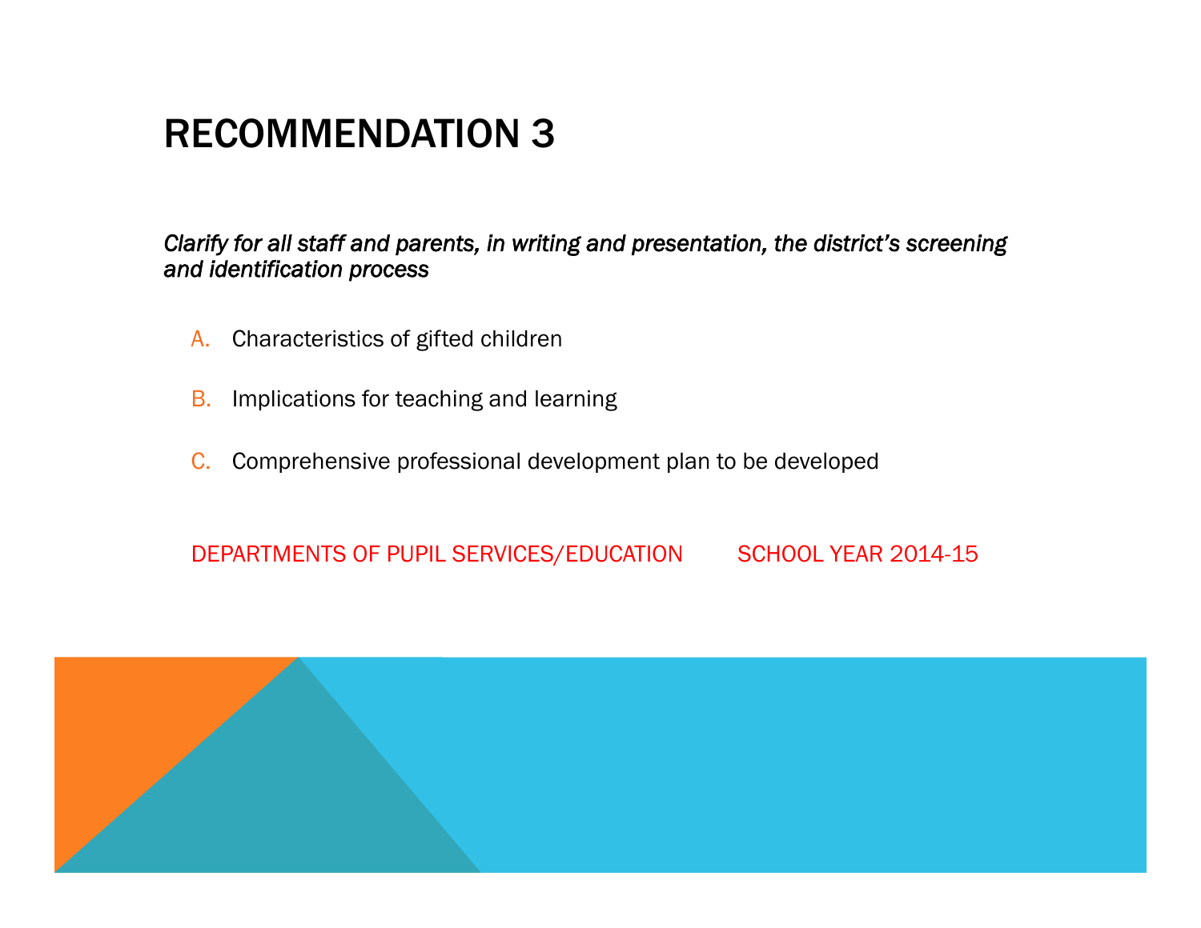# RECOMMENDATION 3

*Clarify for all staff and parents, in writing and presentation, the district's screening and identification process*

A. Characteristics of gifted children

B. Implications for teaching and learning

C. Comprehensive professional development plan to be developed

DEPARTMENTS OF PUPIL SERVICES/EDUCATION SCHOOL YEAR 2014-15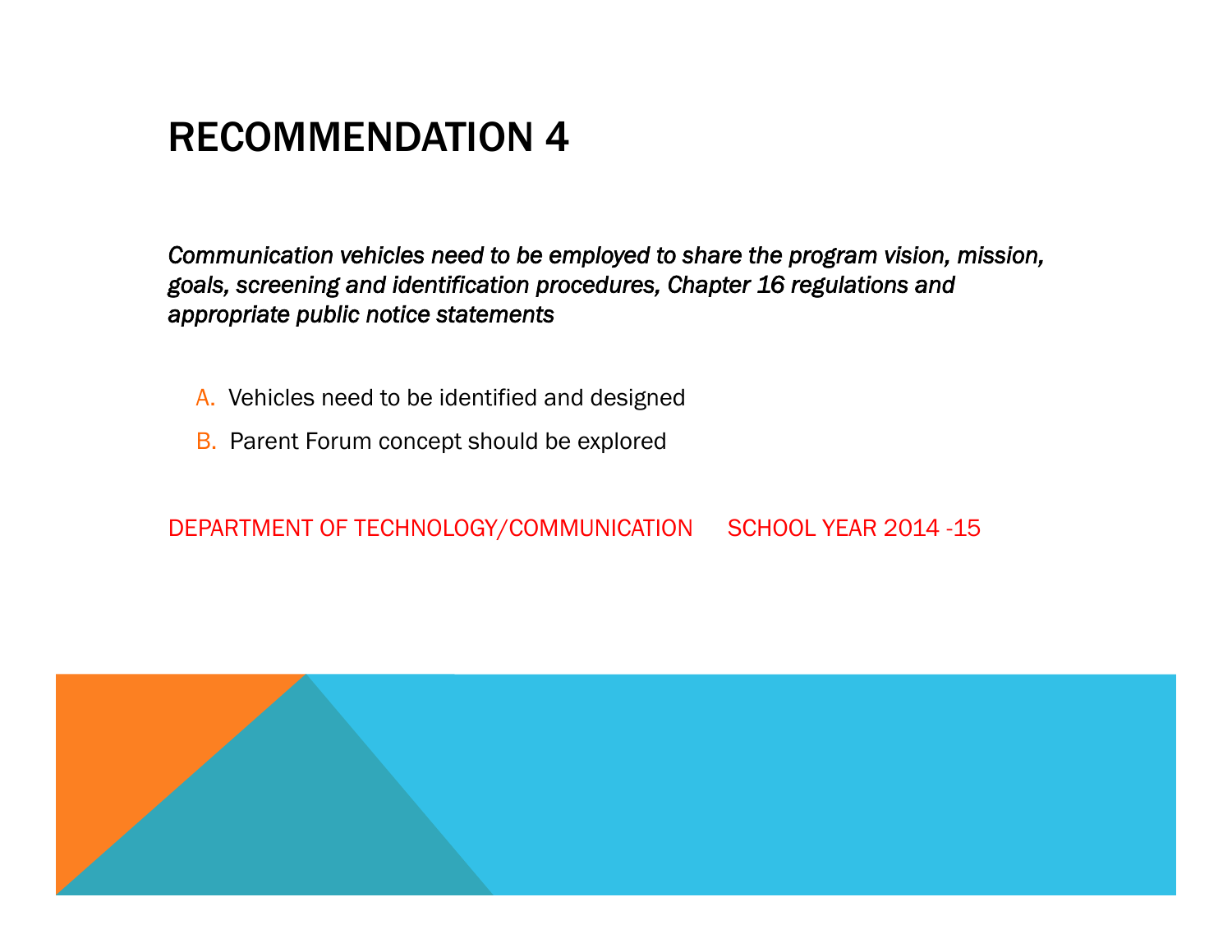# RECOMMENDATION 4

*Communication vehicles need to be employed to share the program vision, mission, goals, screening and identification procedures, Chapter 16 regulations and appropriate public notice statements*

A. Vehicles need to be identified and designed
B. Parent Forum concept should be explored

DEPARTMENT OF TECHNOLOGY/COMMUNICATION SCHOOL YEAR 2014 -15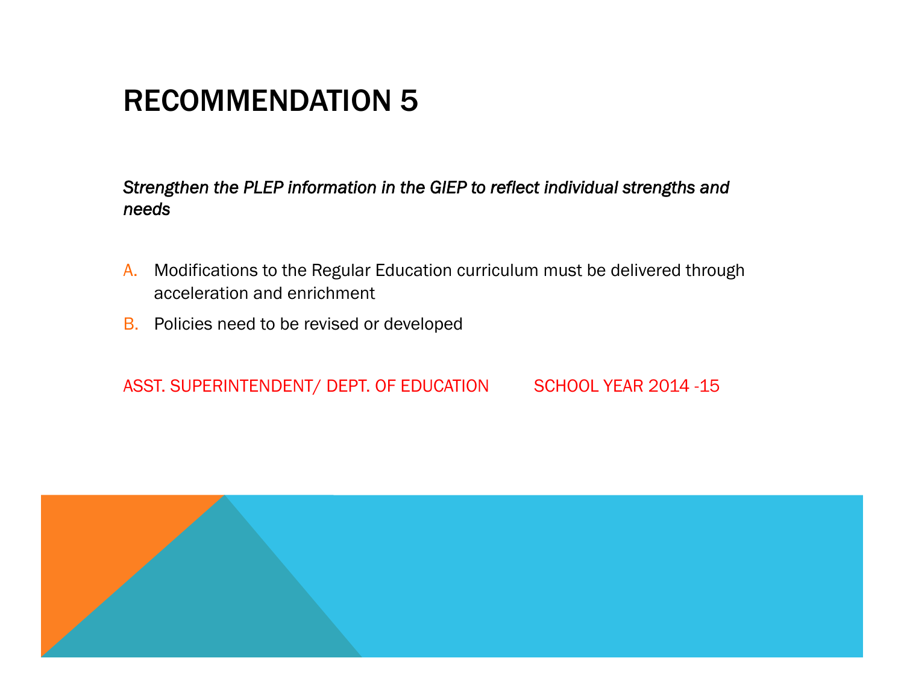# RECOMMENDATION 5

*Strengthen the PLEP information in the GIEP to reflect individual strengths and needs*

A. Modifications to the Regular Education curriculum must be delivered through acceleration and enrichment
B. Policies need to be revised or developed

ASST. SUPERINTENDENT/ DEPT. OF EDUCATION    SCHOOL YEAR 2014 -15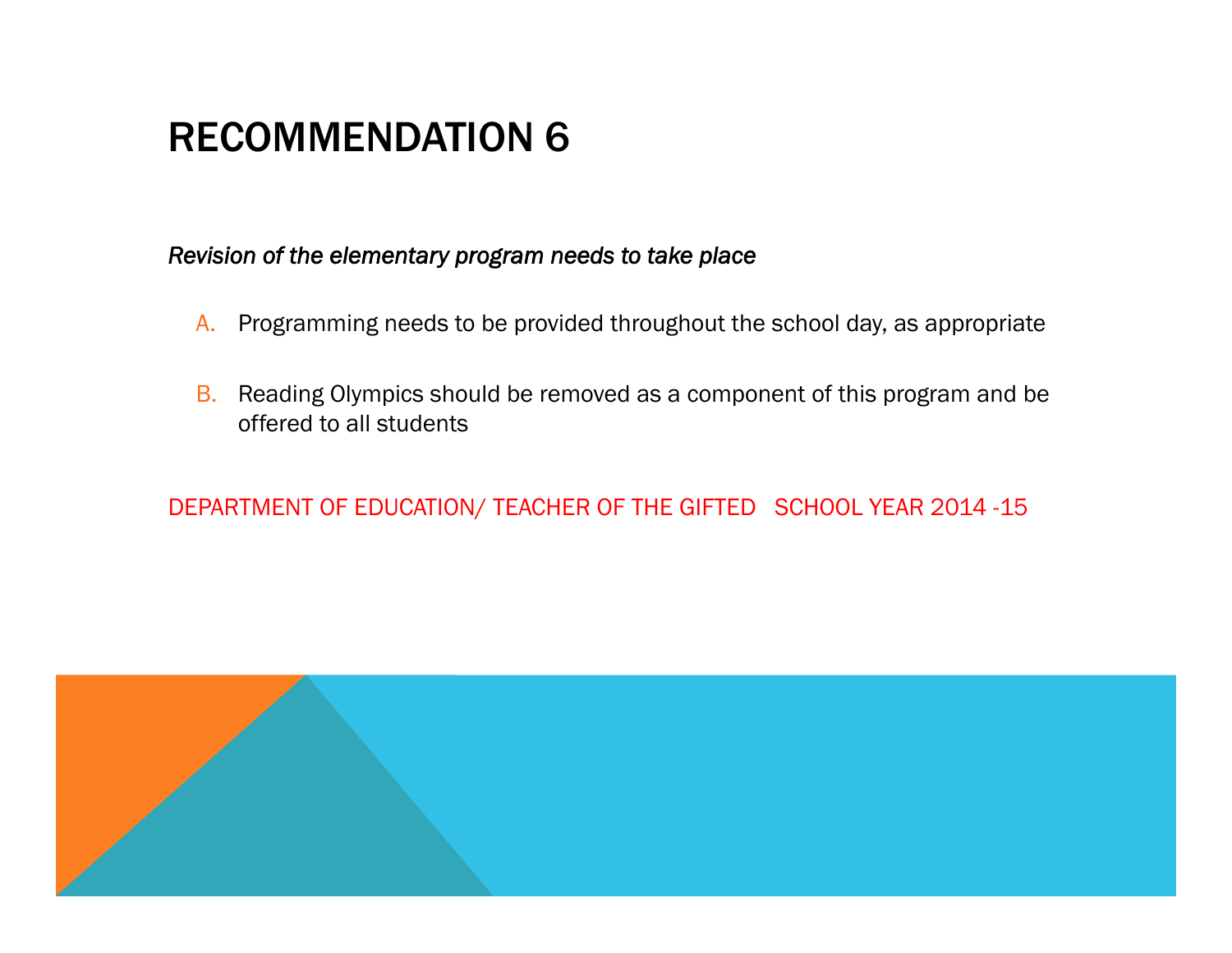# RECOMMENDATION 6

*Revision of the elementary program needs to take place*

A. Programming needs to be provided throughout the school day, as appropriate

B. Reading Olympics should be removed as a component of this program and be offered to all students

DEPARTMENT OF EDUCATION/ TEACHER OF THE GIFTED SCHOOL YEAR 2014 -15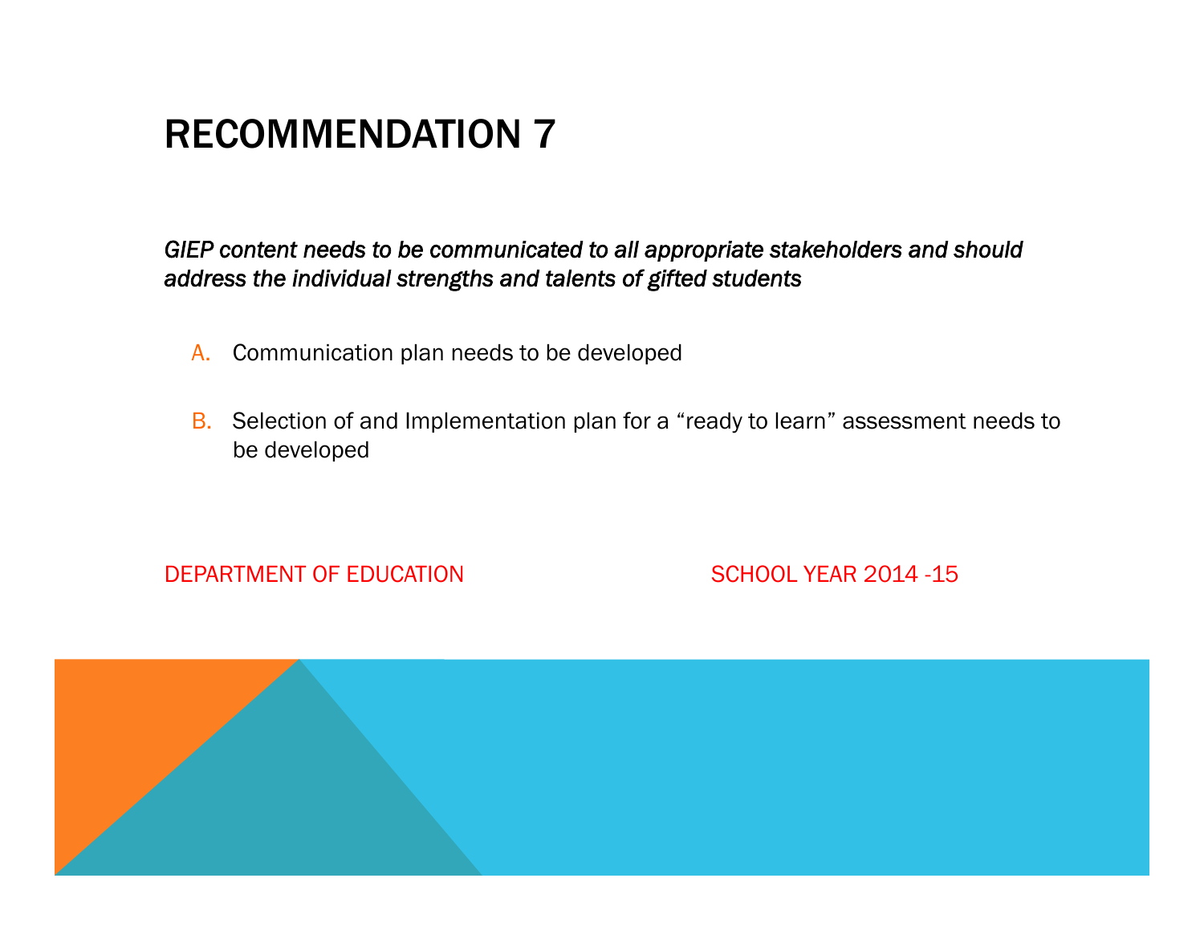# RECOMMENDATION 7

*GIEP content needs to be communicated to all appropriate stakeholders and should address the individual strengths and talents of gifted students*

A. Communication plan needs to be developed

B. Selection of and Implementation plan for a “ready to learn” assessment needs to be developed

DEPARTMENT OF EDUCATION SCHOOL YEAR 2014 -15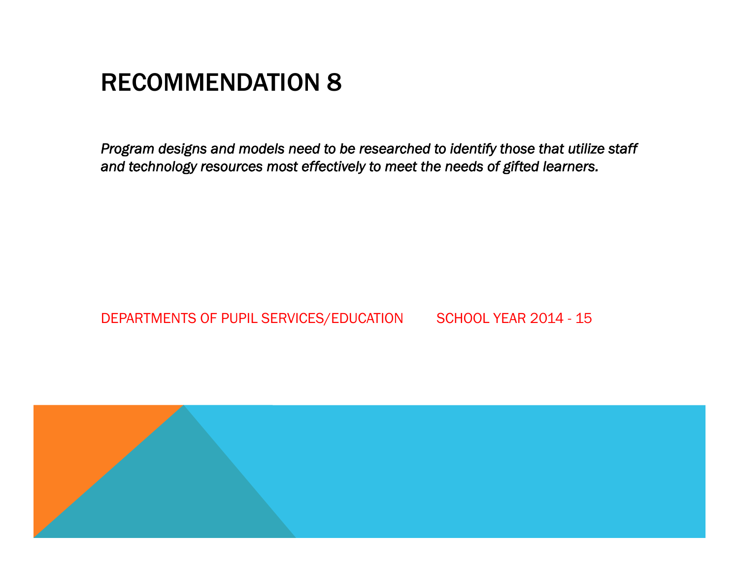# RECOMMENDATION 8

*Program designs and models need to be researched to identify those that utilize staff and technology resources most effectively to meet the needs of gifted learners.*

DEPARTMENTS OF PUPIL SERVICES/EDUCATION SCHOOL YEAR 2014 - 15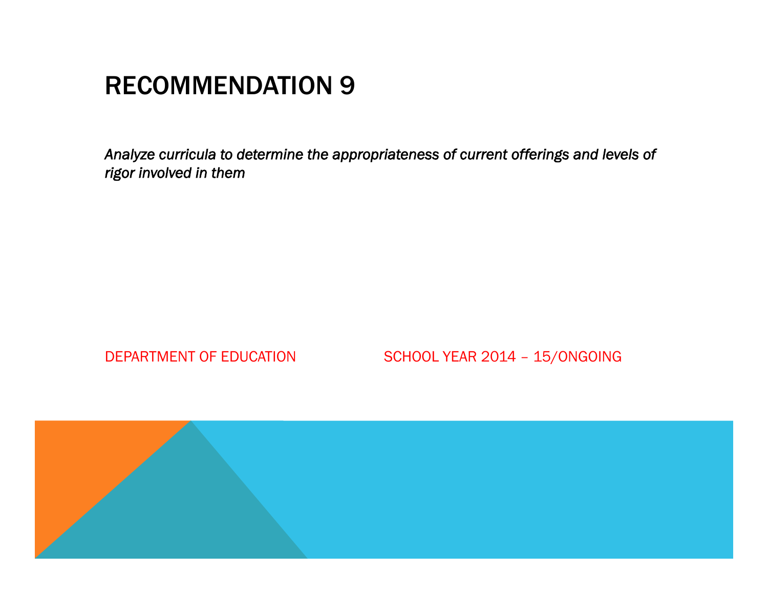# RECOMMENDATION 9

*Analyze curricula to determine the appropriateness of current offerings and levels of rigor involved in them*

DEPARTMENT OF EDUCATION

SCHOOL YEAR 2014 – 15/ONGOING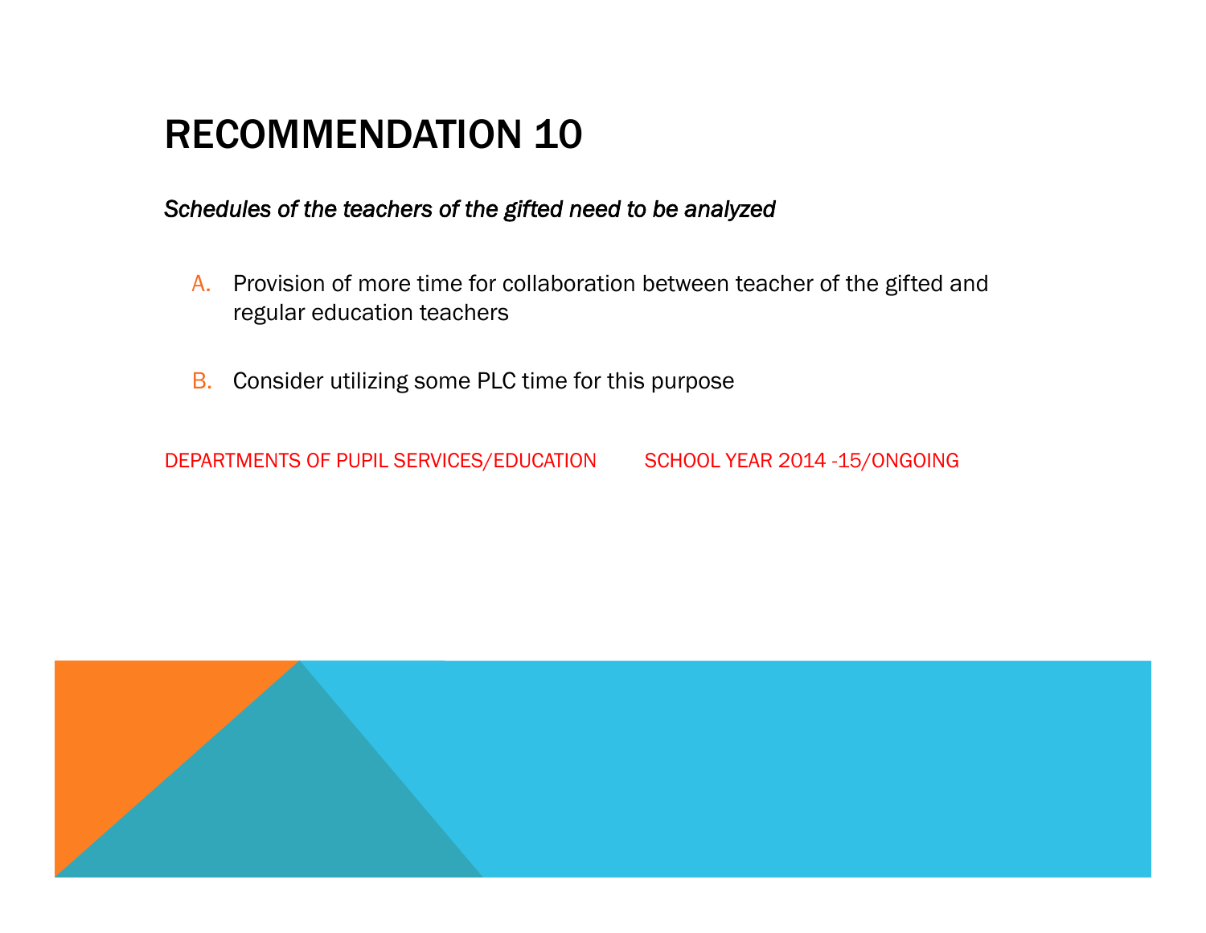# RECOMMENDATION 10

*Schedules of the teachers of the gifted need to be analyzed*

A. Provision of more time for collaboration between teacher of the gifted and regular education teachers

B. Consider utilizing some PLC time for this purpose

DEPARTMENTS OF PUPIL SERVICES/EDUCATION SCHOOL YEAR 2014 -15/ONGOING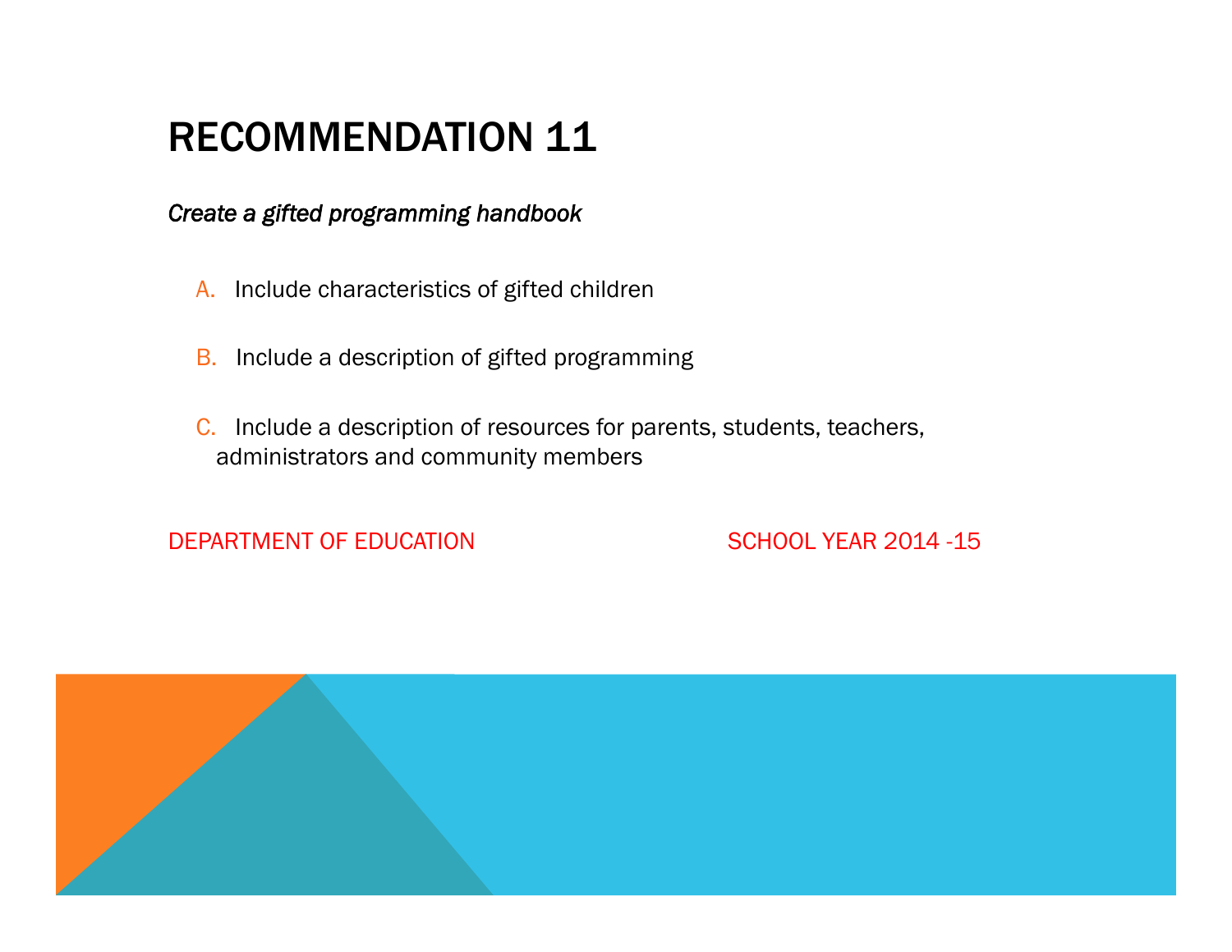# RECOMMENDATION 11

*Create a gifted programming handbook*

A. Include characteristics of gifted children

B. Include a description of gifted programming

C. Include a description of resources for parents, students, teachers, administrators and community members

DEPARTMENT OF EDUCATION SCHOOL YEAR 2014 -15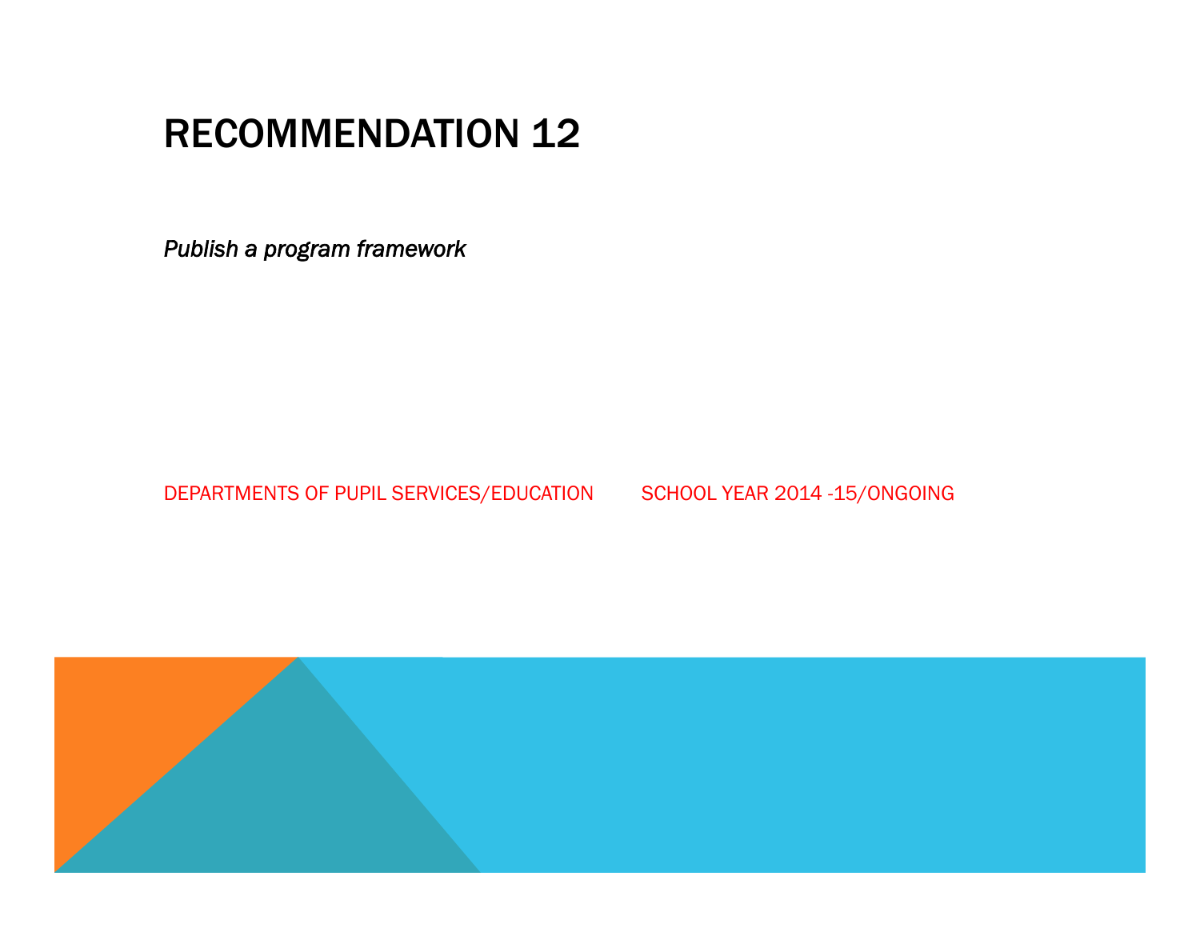# RECOMMENDATION 12

*Publish a program framework*

DEPARTMENTS OF PUPIL SERVICES/EDUCATION SCHOOL YEAR 2014 -15/ONGOING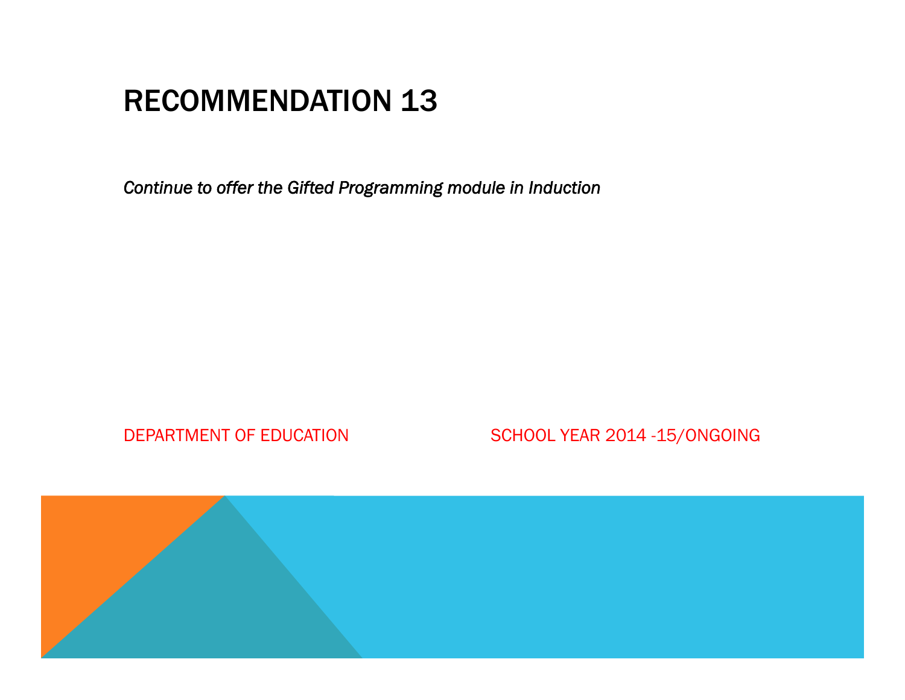# RECOMMENDATION 13

*Continue to offer the Gifted Programming module in Induction*

DEPARTMENT OF EDUCATION

SCHOOL YEAR 2014 -15/ONGOING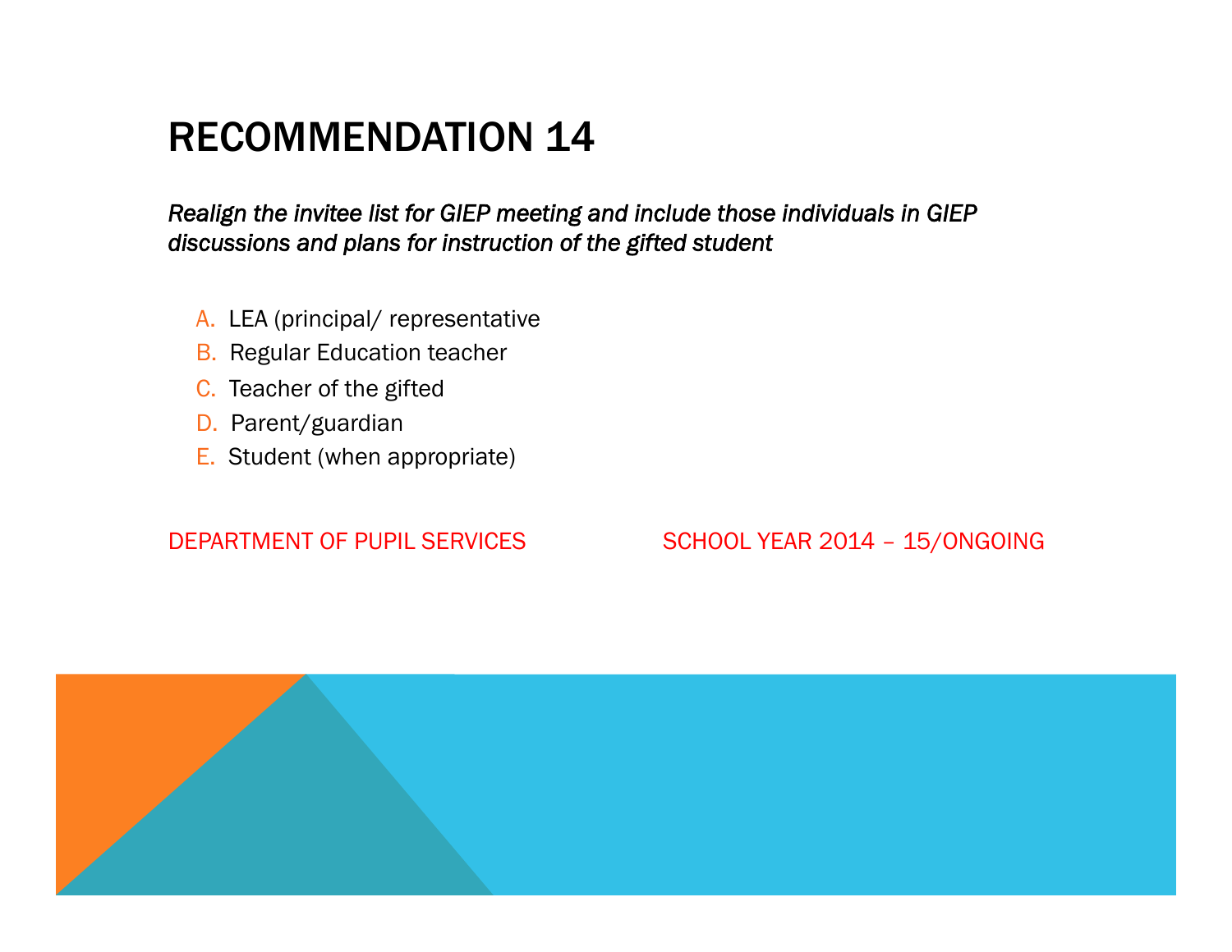# RECOMMENDATION 14

*Realign the invitee list for GIEP meeting and include those individuals in GIEP discussions and plans for instruction of the gifted student*

A. LEA (principal/ representative
B. Regular Education teacher
C. Teacher of the gifted
D. Parent/guardian
E. Student (when appropriate)

DEPARTMENT OF PUPIL SERVICES SCHOOL YEAR 2014 – 15/ONGOING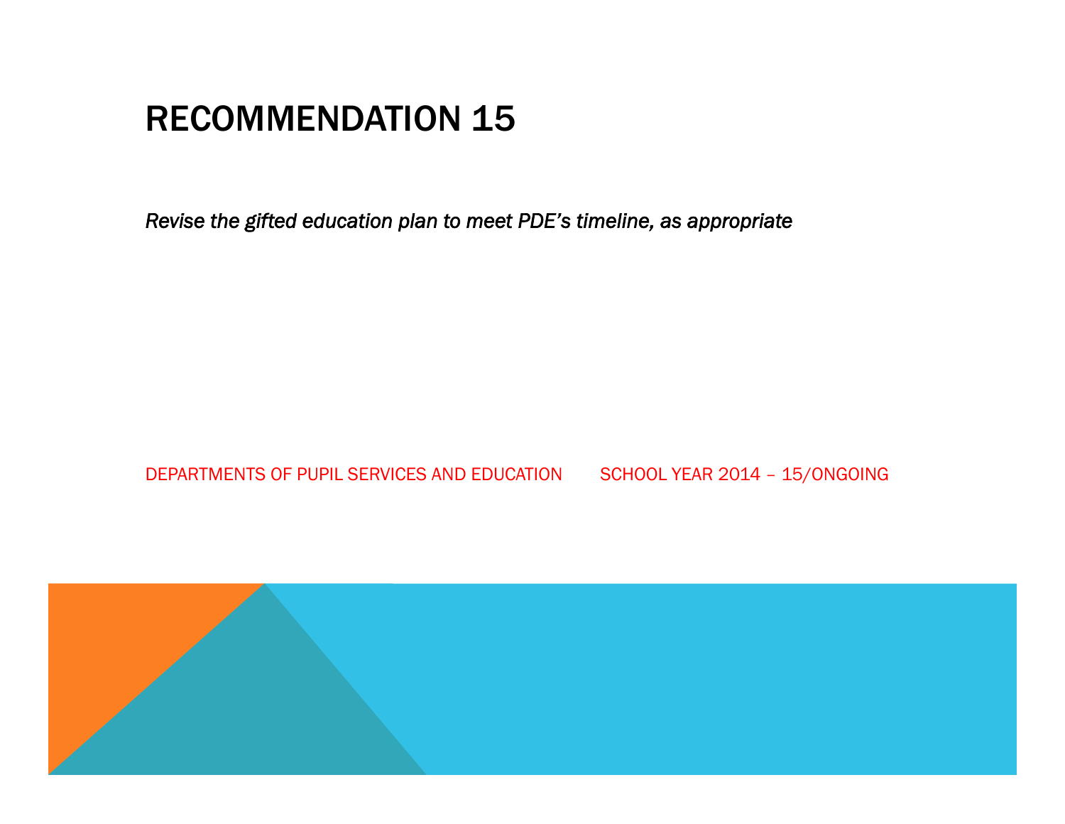# RECOMMENDATION 15

*Revise the gifted education plan to meet PDE's timeline, as appropriate*

DEPARTMENTS OF PUPIL SERVICES AND EDUCATION  SCHOOL YEAR 2014 – 15/ONGOING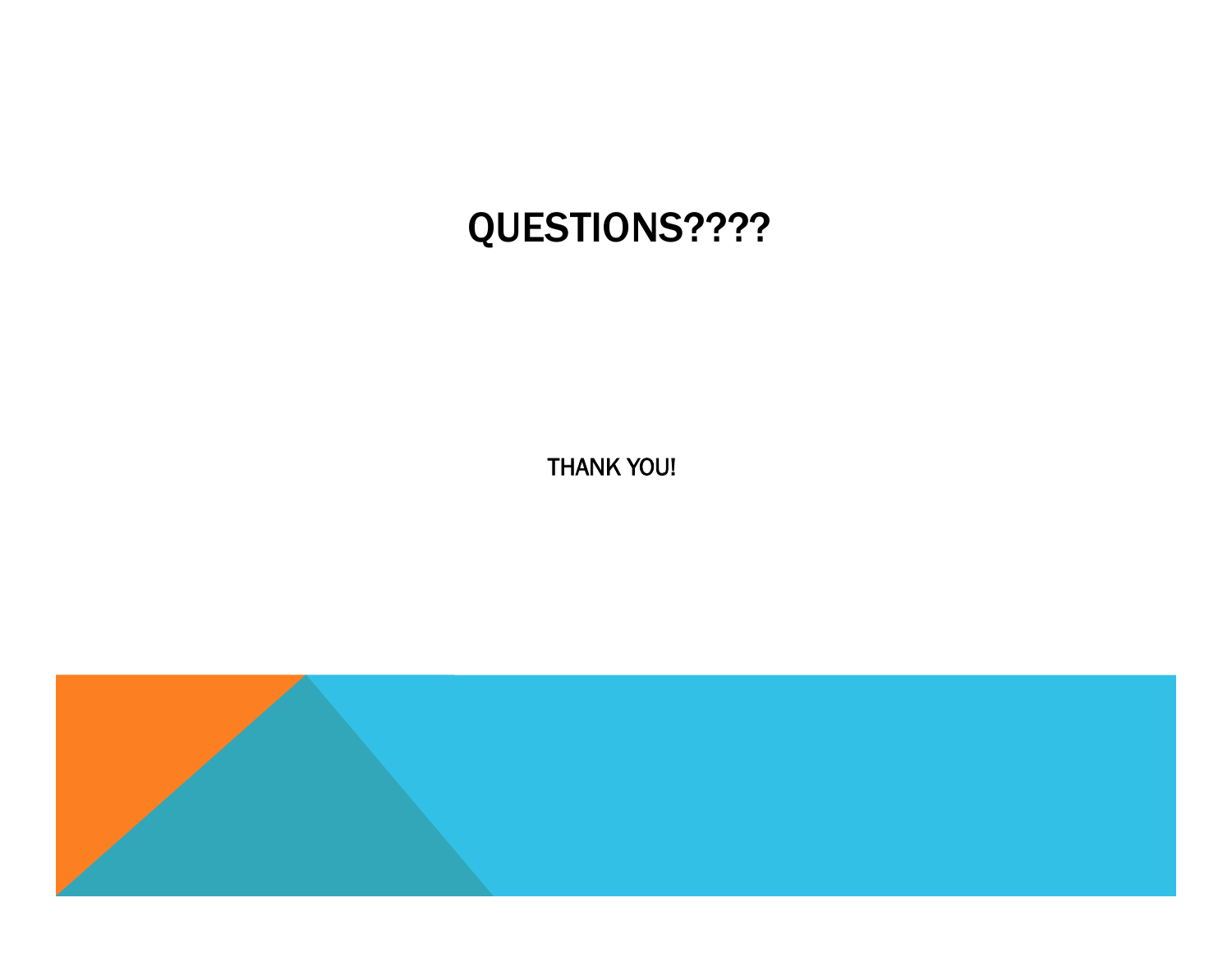# QUESTIONS????

THANK YOU!